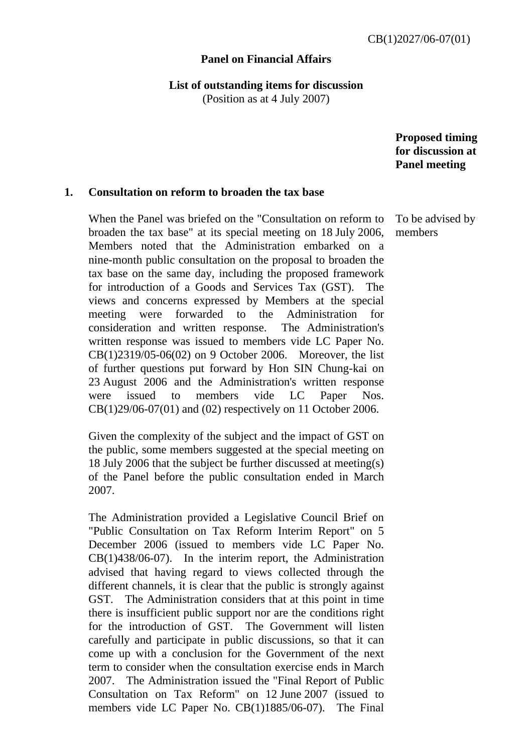CB(1)2027/06-07(01)

**Panel on Financial Affairs**

**List of outstanding items for discussion**
(Position as at 4 July 2007)

**Proposed timing for discussion at Panel meeting**

**1. Consultation on reform to broaden the tax base**

When the Panel was briefed on the "Consultation on reform to broaden the tax base" at its special meeting on 18 July 2006, Members noted that the Administration embarked on a nine-month public consultation on the proposal to broaden the tax base on the same day, including the proposed framework for introduction of a Goods and Services Tax (GST). The views and concerns expressed by Members at the special meeting were forwarded to the Administration for consideration and written response. The Administration's written response was issued to members vide LC Paper No. CB(1)2319/05-06(02) on 9 October 2006. Moreover, the list of further questions put forward by Hon SIN Chung-kai on 23 August 2006 and the Administration's written response were issued to members vide LC Paper Nos. CB(1)29/06-07(01) and (02) respectively on 11 October 2006.

*Proposed timing for discussion at Panel meeting:* To be advised by members

Given the complexity of the subject and the impact of GST on the public, some members suggested at the special meeting on 18 July 2006 that the subject be further discussed at meeting(s) of the Panel before the public consultation ended in March 2007.

The Administration provided a Legislative Council Brief on "Public Consultation on Tax Reform Interim Report" on 5 December 2006 (issued to members vide LC Paper No. CB(1)438/06-07). In the interim report, the Administration advised that having regard to views collected through the different channels, it is clear that the public is strongly against GST. The Administration considers that at this point in time there is insufficient public support nor are the conditions right for the introduction of GST. The Government will listen carefully and participate in public discussions, so that it can come up with a conclusion for the Government of the next term to consider when the consultation exercise ends in March 2007. The Administration issued the "Final Report of Public Consultation on Tax Reform" on 12 June 2007 (issued to members vide LC Paper No. CB(1)1885/06-07). The Final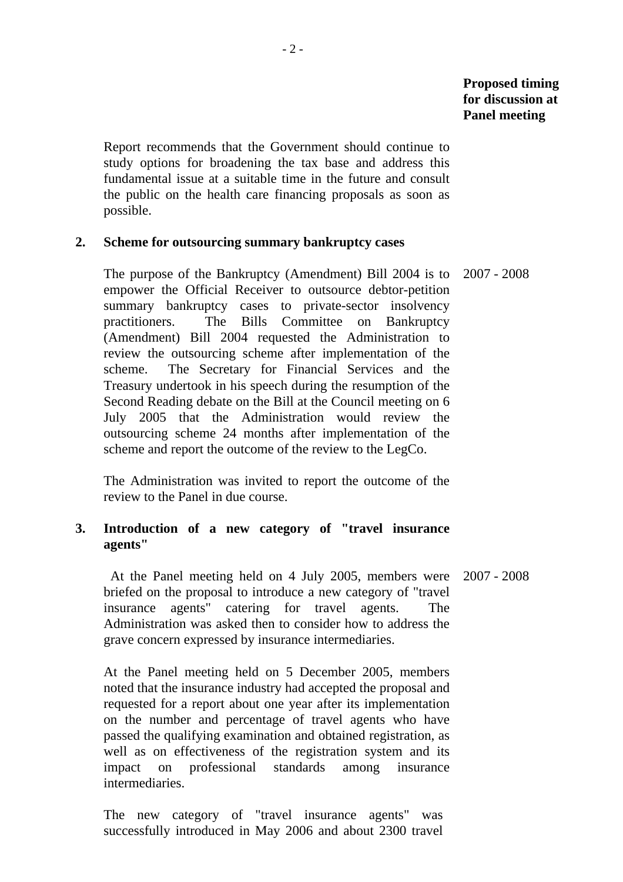**Proposed timing for discussion at Panel meeting**

Report recommends that the Government should continue to study options for broadening the tax base and address this fundamental issue at a suitable time in the future and consult the public on the health care financing proposals as soon as possible.

**2. Scheme for outsourcing summary bankruptcy cases**

The purpose of the Bankruptcy (Amendment) Bill 2004 is to empower the Official Receiver to outsource debtor-petition summary bankruptcy cases to private-sector insolvency practitioners. The Bills Committee on Bankruptcy (Amendment) Bill 2004 requested the Administration to review the outsourcing scheme after implementation of the scheme. The Secretary for Financial Services and the Treasury undertook in his speech during the resumption of the Second Reading debate on the Bill at the Council meeting on 6 July 2005 that the Administration would review the outsourcing scheme 24 months after implementation of the scheme and report the outcome of the review to the LegCo. — 2007 - 2008

The Administration was invited to report the outcome of the review to the Panel in due course.

**3. Introduction of a new category of "travel insurance agents"**

At the Panel meeting held on 4 July 2005, members were briefed on the proposal to introduce a new category of "travel insurance agents" catering for travel agents. The Administration was asked then to consider how to address the grave concern expressed by insurance intermediaries. — 2007 - 2008

At the Panel meeting held on 5 December 2005, members noted that the insurance industry had accepted the proposal and requested for a report about one year after its implementation on the number and percentage of travel agents who have passed the qualifying examination and obtained registration, as well as on effectiveness of the registration system and its impact on professional standards among insurance intermediaries.

The new category of "travel insurance agents" was successfully introduced in May 2006 and about 2300 travel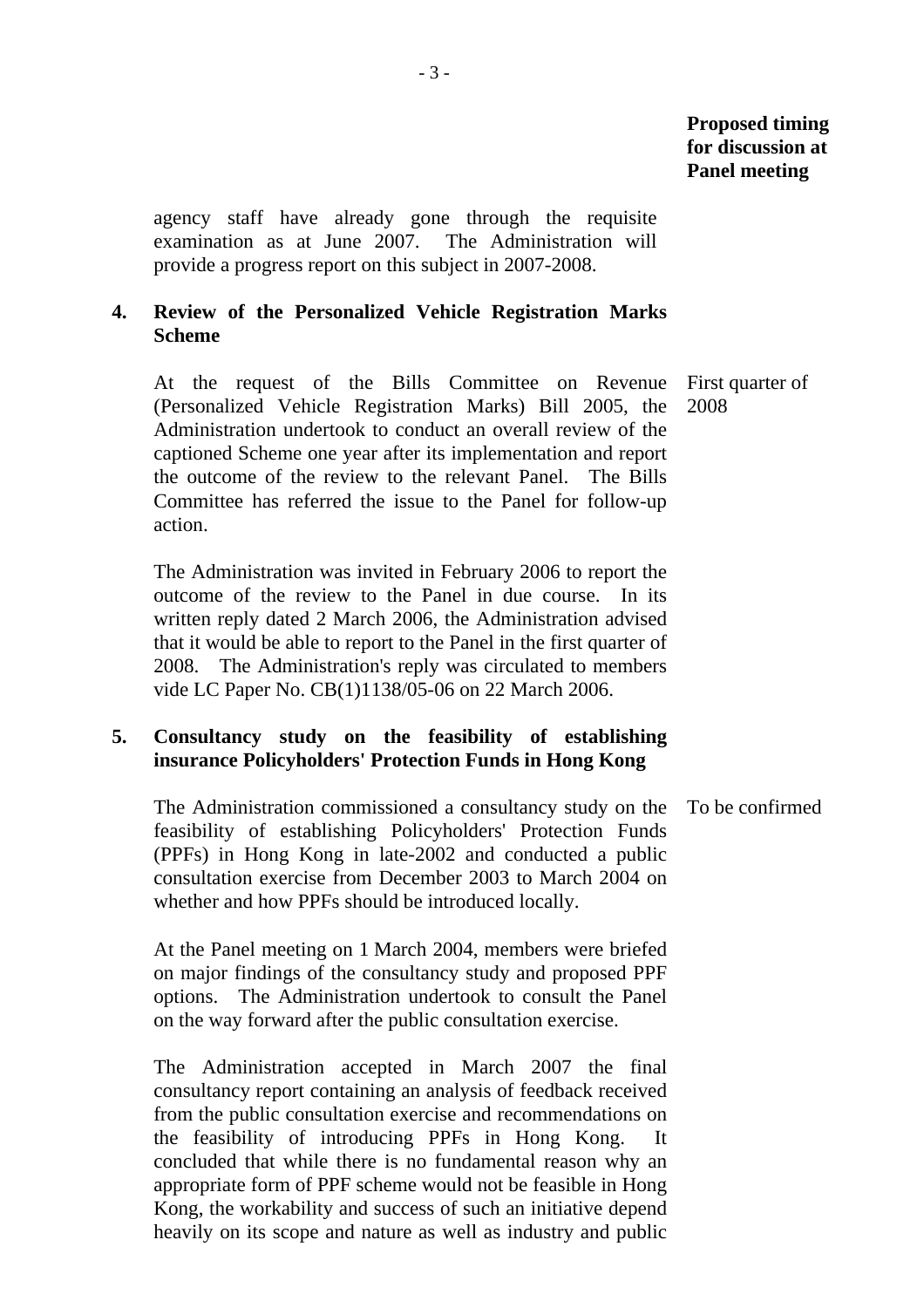**Proposed timing for discussion at Panel meeting**

agency staff have already gone through the requisite examination as at June 2007. The Administration will provide a progress report on this subject in 2007-2008.

**4. Review of the Personalized Vehicle Registration Marks Scheme**

At the request of the Bills Committee on Revenue (Personalized Vehicle Registration Marks) Bill 2005, the Administration undertook to conduct an overall review of the captioned Scheme one year after its implementation and report the outcome of the review to the relevant Panel. The Bills Committee has referred the issue to the Panel for follow-up action. — *First quarter of 2008*

The Administration was invited in February 2006 to report the outcome of the review to the Panel in due course. In its written reply dated 2 March 2006, the Administration advised that it would be able to report to the Panel in the first quarter of 2008. The Administration's reply was circulated to members vide LC Paper No. CB(1)1138/05-06 on 22 March 2006.

**5. Consultancy study on the feasibility of establishing insurance Policyholders' Protection Funds in Hong Kong**

The Administration commissioned a consultancy study on the feasibility of establishing Policyholders' Protection Funds (PPFs) in Hong Kong in late-2002 and conducted a public consultation exercise from December 2003 to March 2004 on whether and how PPFs should be introduced locally. — *To be confirmed*

At the Panel meeting on 1 March 2004, members were briefed on major findings of the consultancy study and proposed PPF options. The Administration undertook to consult the Panel on the way forward after the public consultation exercise.

The Administration accepted in March 2007 the final consultancy report containing an analysis of feedback received from the public consultation exercise and recommendations on the feasibility of introducing PPFs in Hong Kong. It concluded that while there is no fundamental reason why an appropriate form of PPF scheme would not be feasible in Hong Kong, the workability and success of such an initiative depend heavily on its scope and nature as well as industry and public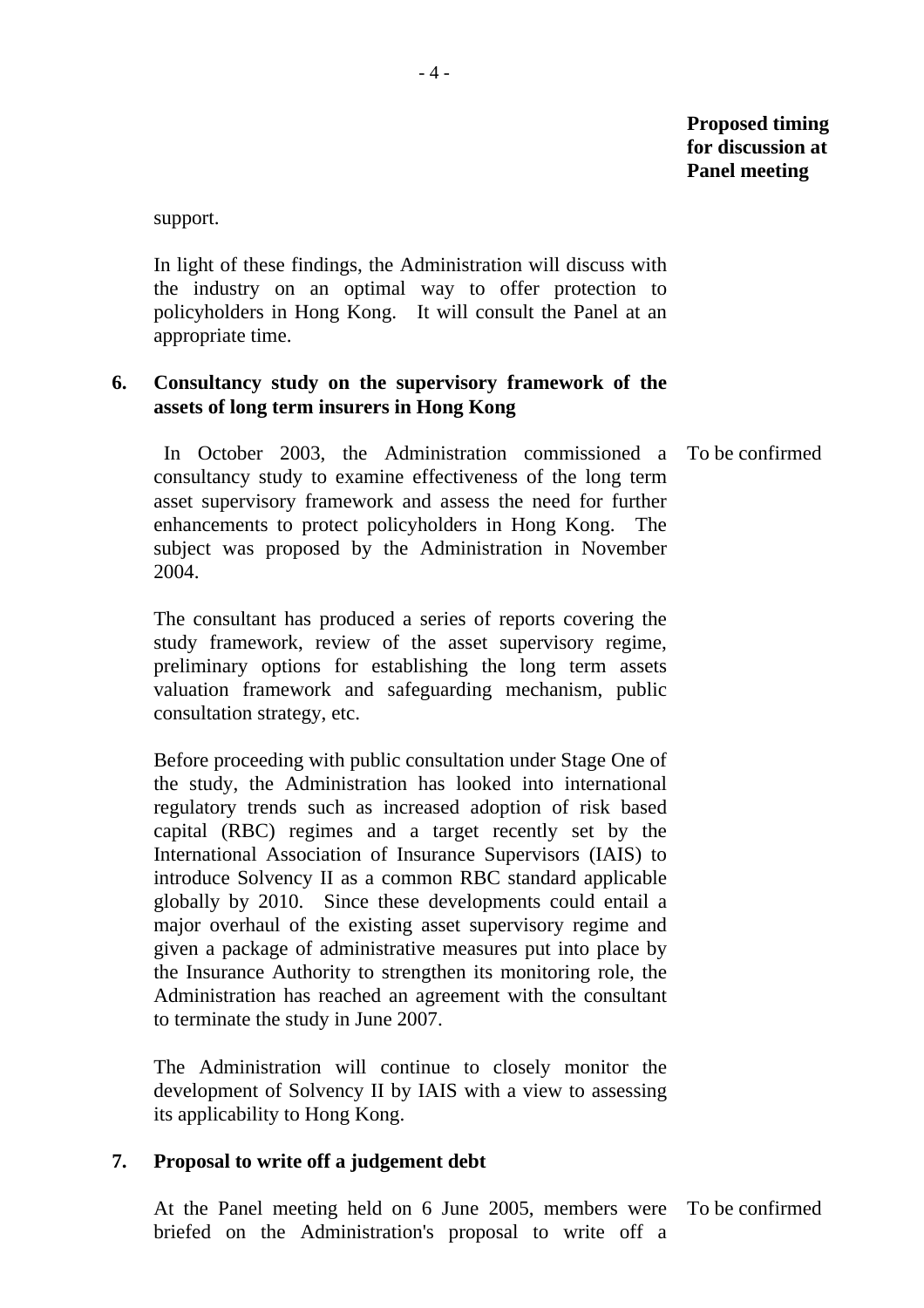**Proposed timing for discussion at Panel meeting**

support.

In light of these findings, the Administration will discuss with the industry on an optimal way to offer protection to policyholders in Hong Kong. It will consult the Panel at an appropriate time.

**6. Consultancy study on the supervisory framework of the assets of long term insurers in Hong Kong**

In October 2003, the Administration commissioned a consultancy study to examine effectiveness of the long term asset supervisory framework and assess the need for further enhancements to protect policyholders in Hong Kong. The subject was proposed by the Administration in November 2004. — To be confirmed

The consultant has produced a series of reports covering the study framework, review of the asset supervisory regime, preliminary options for establishing the long term assets valuation framework and safeguarding mechanism, public consultation strategy, etc.

Before proceeding with public consultation under Stage One of the study, the Administration has looked into international regulatory trends such as increased adoption of risk based capital (RBC) regimes and a target recently set by the International Association of Insurance Supervisors (IAIS) to introduce Solvency II as a common RBC standard applicable globally by 2010. Since these developments could entail a major overhaul of the existing asset supervisory regime and given a package of administrative measures put into place by the Insurance Authority to strengthen its monitoring role, the Administration has reached an agreement with the consultant to terminate the study in June 2007.

The Administration will continue to closely monitor the development of Solvency II by IAIS with a view to assessing its applicability to Hong Kong.

**7. Proposal to write off a judgement debt**

At the Panel meeting held on 6 June 2005, members were briefed on the Administration's proposal to write off a — To be confirmed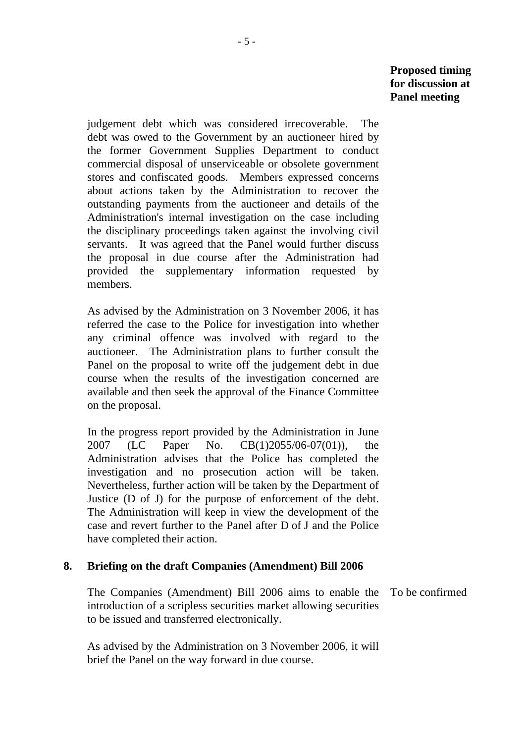**Proposed timing for discussion at Panel meeting**

judgement debt which was considered irrecoverable. The debt was owed to the Government by an auctioneer hired by the former Government Supplies Department to conduct commercial disposal of unserviceable or obsolete government stores and confiscated goods. Members expressed concerns about actions taken by the Administration to recover the outstanding payments from the auctioneer and details of the Administration's internal investigation on the case including the disciplinary proceedings taken against the involving civil servants. It was agreed that the Panel would further discuss the proposal in due course after the Administration had provided the supplementary information requested by members.

As advised by the Administration on 3 November 2006, it has referred the case to the Police for investigation into whether any criminal offence was involved with regard to the auctioneer. The Administration plans to further consult the Panel on the proposal to write off the judgement debt in due course when the results of the investigation concerned are available and then seek the approval of the Finance Committee on the proposal.

In the progress report provided by the Administration in June 2007 (LC Paper No. CB(1)2055/06-07(01)), the Administration advises that the Police has completed the investigation and no prosecution action will be taken. Nevertheless, further action will be taken by the Department of Justice (D of J) for the purpose of enforcement of the debt. The Administration will keep in view the development of the case and revert further to the Panel after D of J and the Police have completed their action.

**8. Briefing on the draft Companies (Amendment) Bill 2006**

The Companies (Amendment) Bill 2006 aims to enable the introduction of a scripless securities market allowing securities to be issued and transferred electronically. — To be confirmed

As advised by the Administration on 3 November 2006, it will brief the Panel on the way forward in due course.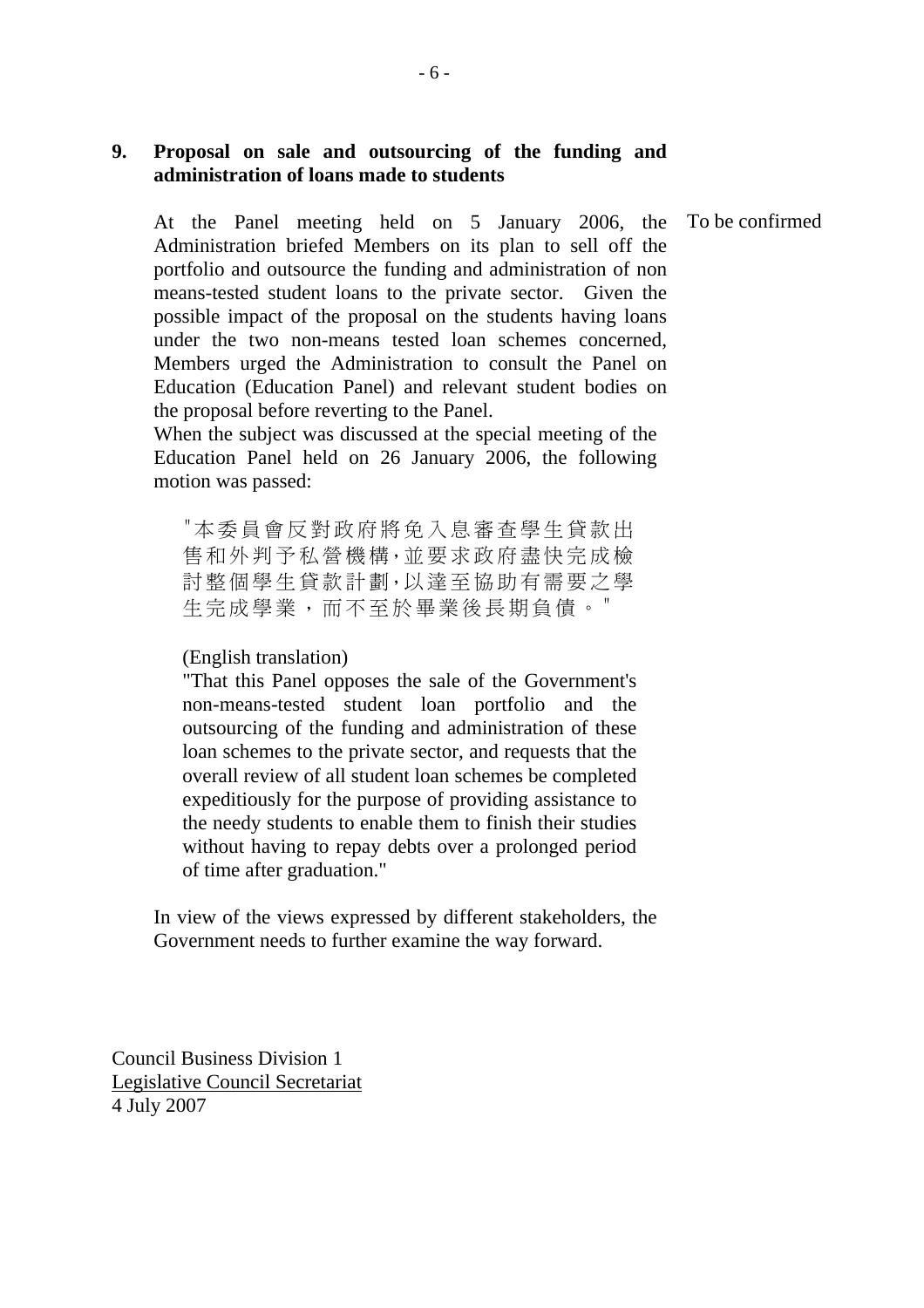**9. Proposal on sale and outsourcing of the funding and administration of loans made to students**

At the Panel meeting held on 5 January 2006, the Administration briefed Members on its plan to sell off the portfolio and outsource the funding and administration of non means-tested student loans to the private sector. Given the possible impact of the proposal on the students having loans under the two non-means tested loan schemes concerned, Members urged the Administration to consult the Panel on Education (Education Panel) and relevant student bodies on the proposal before reverting to the Panel.

To be confirmed

When the subject was discussed at the special meeting of the Education Panel held on 26 January 2006, the following motion was passed:

"本委員會反對政府將免入息審查學生貸款出售和外判予私營機構，並要求政府盡快完成檢討整個學生貸款計劃，以達至協助有需要之學生完成學業，而不至於畢業後長期負債。"

(English translation)

"That this Panel opposes the sale of the Government's non-means-tested student loan portfolio and the outsourcing of the funding and administration of these loan schemes to the private sector, and requests that the overall review of all student loan schemes be completed expeditiously for the purpose of providing assistance to the needy students to enable them to finish their studies without having to repay debts over a prolonged period of time after graduation."

In view of the views expressed by different stakeholders, the Government needs to further examine the way forward.

Council Business Division 1
Legislative Council Secretariat
4 July 2007